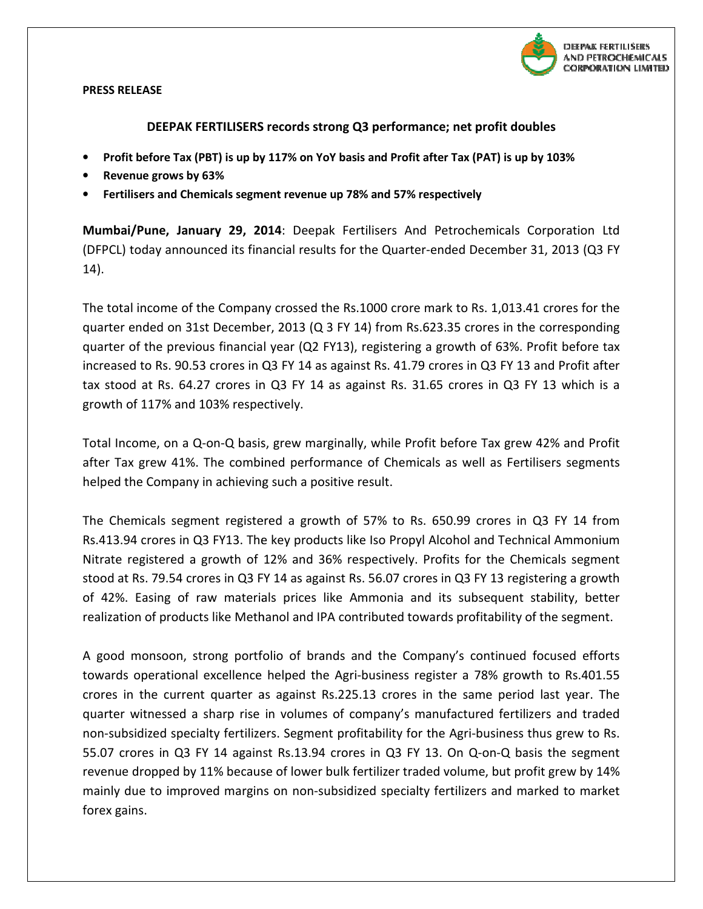**PRESS RELEASE**

## DEEPAK FERTILISERS records strong Q3 performance; net profit doubles

- **Profit before Tax (PBT) is up by 117% on YoY basis and Profit after Tax (PAT) is up by 103%**
- **Revenue grows by 63%**
- **Fertilisers and Chemicals segment revenue up 78% and 57% respectively**

**Mumbai/Pune, January 29, 2014**: Deepak Fertilisers And Petrochemicals Corporation Ltd (DFPCL) today announced its financial results for the Quarter-ended December 31, 2013 (Q3 FY 14).

The total income of the Company crossed the Rs.1000 crore mark to Rs. 1,013.41 crores for the quarter ended on 31st December, 2013 (Q 3 FY 14) from Rs.623.35 crores in the corresponding quarter of the previous financial year (Q2 FY13), registering a growth of 63%. Profit before tax increased to Rs. 90.53 crores in Q3 FY 14 as against Rs. 41.79 crores in Q3 FY 13 and Profit after tax stood at Rs. 64.27 crores in Q3 FY 14 as against Rs. 31.65 crores in Q3 FY 13 which is a growth of 117% and 103% respectively.

Total Income, on a Q-on-Q basis, grew marginally, while Profit before Tax grew 42% and Profit after Tax grew 41%. The combined performance of Chemicals as well as Fertilisers segments helped the Company in achieving such a positive result.

The Chemicals segment registered a growth of 57% to Rs. 650.99 crores in Q3 FY 14 from Rs.413.94 crores in Q3 FY13. The key products like Iso Propyl Alcohol and Technical Ammonium Nitrate registered a growth of 12% and 36% respectively. Profits for the Chemicals segment stood at Rs. 79.54 crores in Q3 FY 14 as against Rs. 56.07 crores in Q3 FY 13 registering a growth of 42%. Easing of raw materials prices like Ammonia and its subsequent stability, better realization of products like Methanol and IPA contributed towards profitability of the segment.

A good monsoon, strong portfolio of brands and the Company's continued focused efforts towards operational excellence helped the Agri-business register a 78% growth to Rs.401.55 crores in the current quarter as against Rs.225.13 crores in the same period last year. The quarter witnessed a sharp rise in volumes of company's manufactured fertilizers and traded non-subsidized specialty fertilizers. Segment profitability for the Agri-business thus grew to Rs. 55.07 crores in Q3 FY 14 against Rs.13.94 crores in Q3 FY 13. On Q-on-Q basis the segment revenue dropped by 11% because of lower bulk fertilizer traded volume, but profit grew by 14% mainly due to improved margins on non-subsidized specialty fertilizers and marked to market forex gains.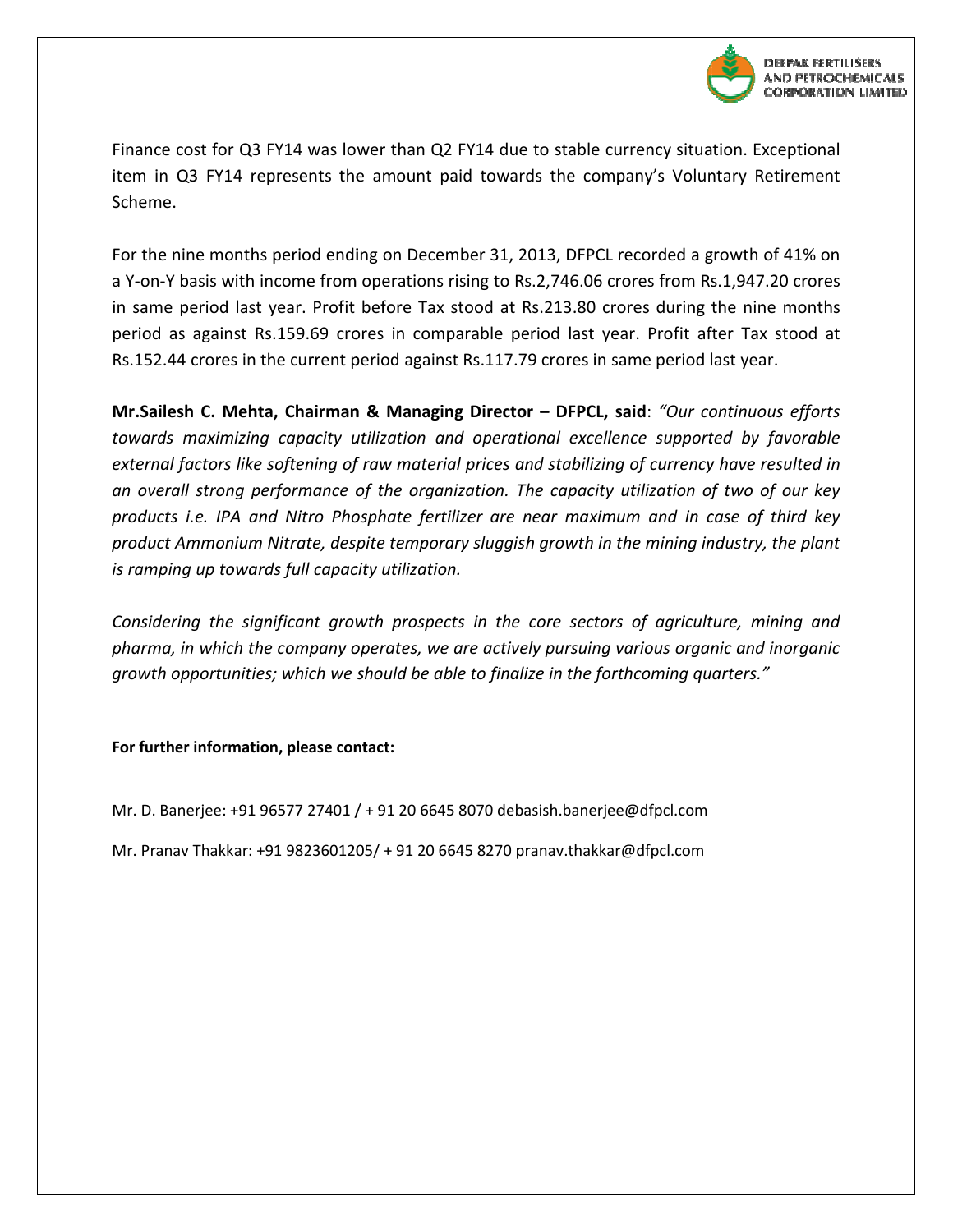Finance cost for Q3 FY14 was lower than Q2 FY14 due to stable currency situation. Exceptional item in Q3 FY14 represents the amount paid towards the company's Voluntary Retirement Scheme.

For the nine months period ending on December 31, 2013, DFPCL recorded a growth of 41% on a Y-on-Y basis with income from operations rising to Rs.2,746.06 crores from Rs.1,947.20 crores in same period last year. Profit before Tax stood at Rs.213.80 crores during the nine months period as against Rs.159.69 crores in comparable period last year. Profit after Tax stood at Rs.152.44 crores in the current period against Rs.117.79 crores in same period last year.

**Mr.Sailesh C. Mehta, Chairman & Managing Director – DFPCL, said**: *"Our continuous efforts towards maximizing capacity utilization and operational excellence supported by favorable external factors like softening of raw material prices and stabilizing of currency have resulted in an overall strong performance of the organization. The capacity utilization of two of our key products i.e. IPA and Nitro Phosphate fertilizer are near maximum and in case of third key product Ammonium Nitrate, despite temporary sluggish growth in the mining industry, the plant is ramping up towards full capacity utilization.*

*Considering the significant growth prospects in the core sectors of agriculture, mining and pharma, in which the company operates, we are actively pursuing various organic and inorganic growth opportunities; which we should be able to finalize in the forthcoming quarters."*

**For further information, please contact:**

Mr. D. Banerjee: +91 96577 27401 / + 91 20 6645 8070 debasish.banerjee@dfpcl.com

Mr. Pranav Thakkar: +91 9823601205/ + 91 20 6645 8270 pranav.thakkar@dfpcl.com